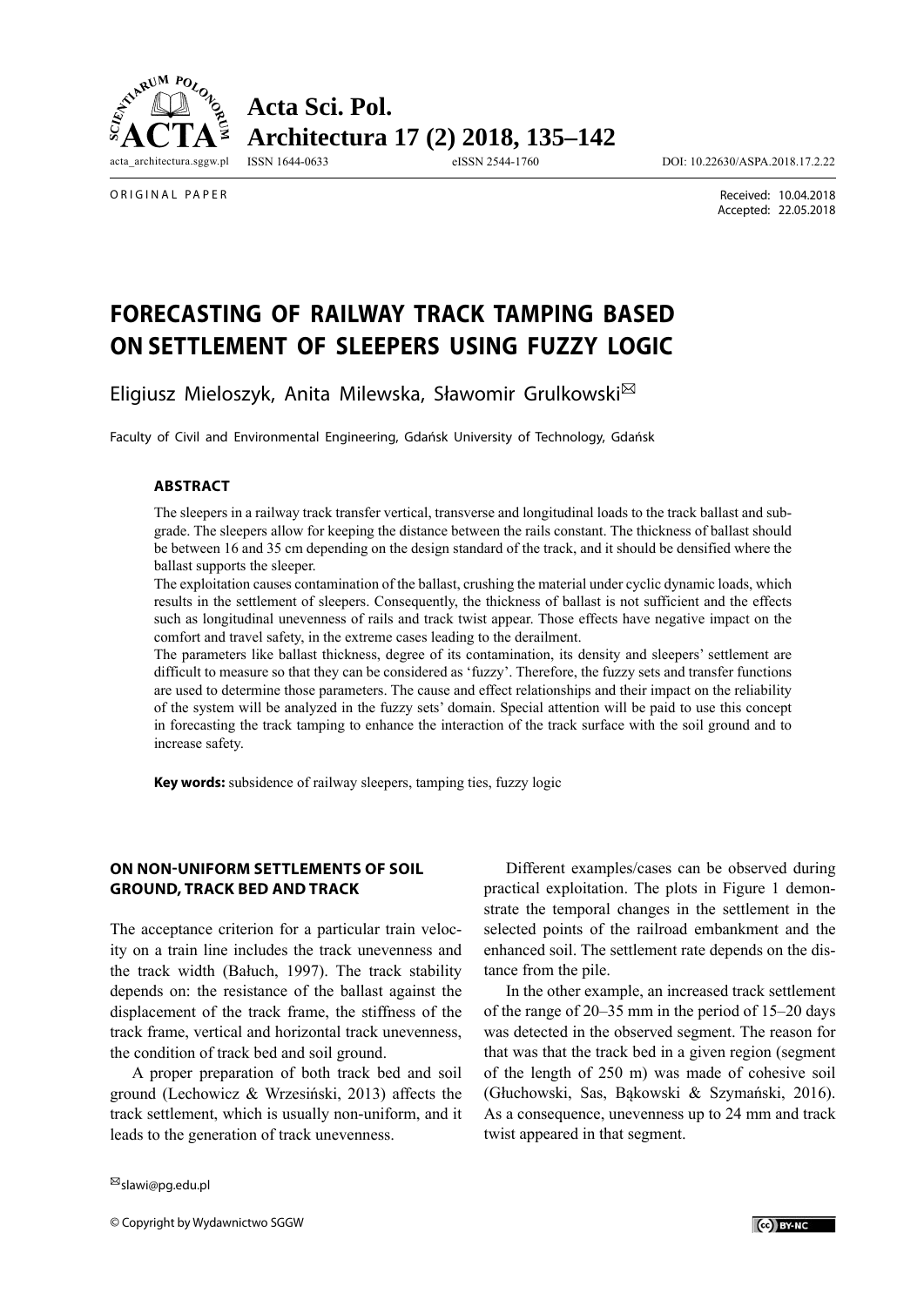ORIGINAL PAPER

Received: 10.04.2018
Accepted: 22.05.2018

# FORECASTING OF RAILWAY TRACK TAMPING BASED ON SETTLEMENT OF SLEEPERS USING FUZZY LOGIC

Eligiusz Mieloszyk, Anita Milewska, Sławomir Grulkowski✉

Faculty of Civil and Environmental Engineering, Gdańsk University of Technology, Gdańsk

### ABSTRACT

The sleepers in a railway track transfer vertical, transverse and longitudinal loads to the track ballast and subgrade. The sleepers allow for keeping the distance between the rails constant. The thickness of ballast should be between 16 and 35 cm depending on the design standard of the track, and it should be densified where the ballast supports the sleeper.

The exploitation causes contamination of the ballast, crushing the material under cyclic dynamic loads, which results in the settlement of sleepers. Consequently, the thickness of ballast is not sufficient and the effects such as longitudinal unevenness of rails and track twist appear. Those effects have negative impact on the comfort and travel safety, in the extreme cases leading to the derailment.

The parameters like ballast thickness, degree of its contamination, its density and sleepers' settlement are difficult to measure so that they can be considered as 'fuzzy'. Therefore, the fuzzy sets and transfer functions are used to determine those parameters. The cause and effect relationships and their impact on the reliability of the system will be analyzed in the fuzzy sets' domain. Special attention will be paid to use this concept in forecasting the track tamping to enhance the interaction of the track surface with the soil ground and to increase safety.

**Key words:** subsidence of railway sleepers, tamping ties, fuzzy logic

## ON NON-UNIFORM SETTLEMENTS OF SOIL GROUND, TRACK BED AND TRACK

The acceptance criterion for a particular train velocity on a train line includes the track unevenness and the track width (Bałuch, 1997). The track stability depends on: the resistance of the ballast against the displacement of the track frame, the stiffness of the track frame, vertical and horizontal track unevenness, the condition of track bed and soil ground.

A proper preparation of both track bed and soil ground (Lechowicz & Wrzesiński, 2013) affects the track settlement, which is usually non-uniform, and it leads to the generation of track unevenness.

Different examples/cases can be observed during practical exploitation. The plots in Figure 1 demonstrate the temporal changes in the settlement in the selected points of the railroad embankment and the enhanced soil. The settlement rate depends on the distance from the pile.

In the other example, an increased track settlement of the range of 20–35 mm in the period of 15–20 days was detected in the observed segment. The reason for that was that the track bed in a given region (segment of the length of 250 m) was made of cohesive soil (Głuchowski, Sas, Bąkowski & Szymański, 2016). As a consequence, unevenness up to 24 mm and track twist appeared in that segment.

✉slawi@pg.edu.pl

© Copyright by Wydawnictwo SGGW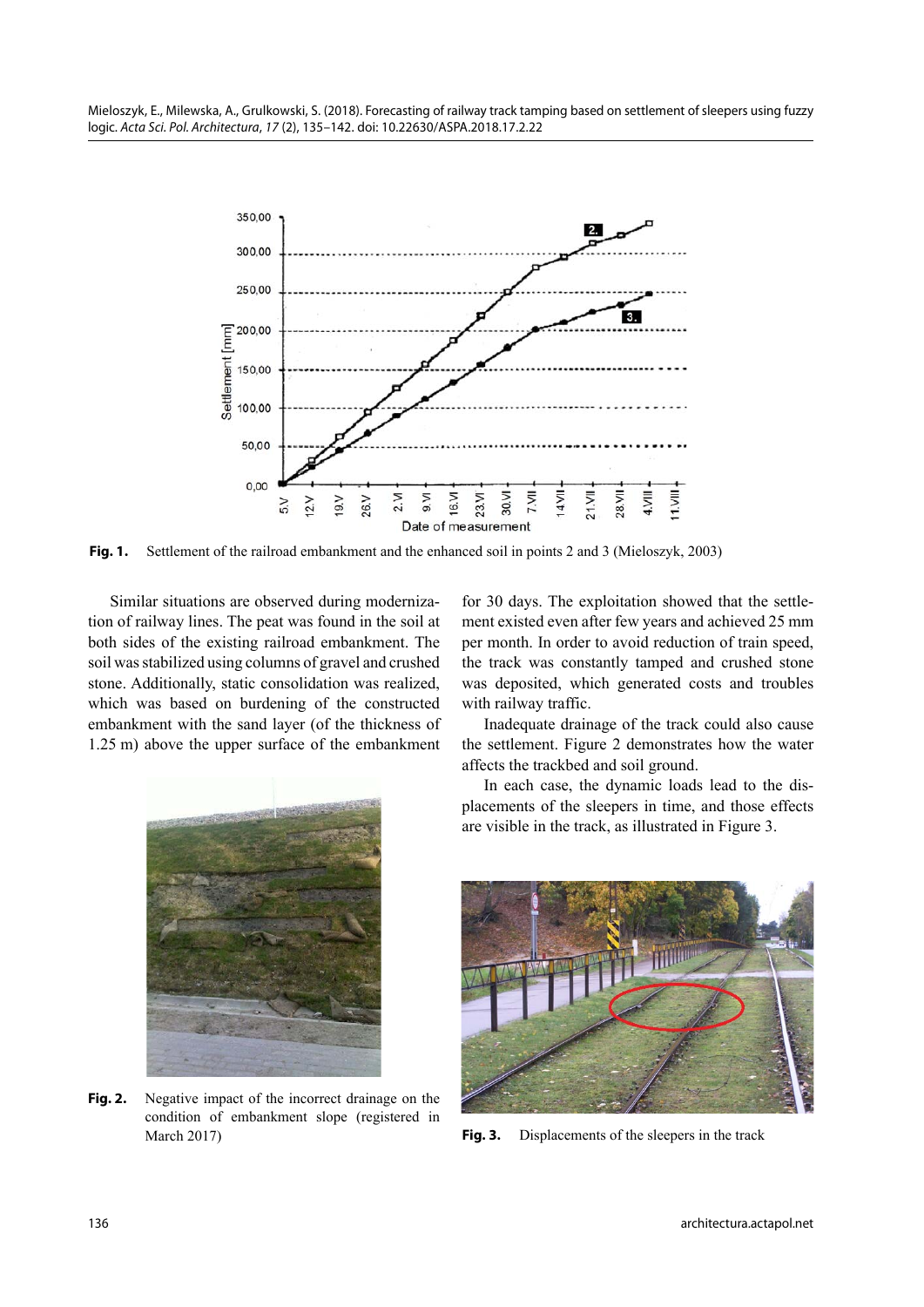Fig. 1. Settlement of the railroad embankment and the enhanced soil in points 2 and 3 (Mieloszyk, 2003)

Similar situations are observed during modernization of railway lines. The peat was found in the soil at both sides of the existing railroad embankment. The soil was stabilized using columns of gravel and crushed stone. Additionally, static consolidation was realized, which was based on burdening of the constructed embankment with the sand layer (of the thickness of 1.25 m) above the upper surface of the embankment for 30 days. The exploitation showed that the settlement existed even after few years and achieved 25 mm per month. In order to avoid reduction of train speed, the track was constantly tamped and crushed stone was deposited, which generated costs and troubles with railway traffic.

Inadequate drainage of the track could also cause the settlement. Figure 2 demonstrates how the water affects the trackbed and soil ground.

In each case, the dynamic loads lead to the displacements of the sleepers in time, and those effects are visible in the track, as illustrated in Figure 3.

Fig. 2. Negative impact of the incorrect drainage on the condition of embankment slope (registered in March 2017)

Fig. 3. Displacements of the sleepers in the track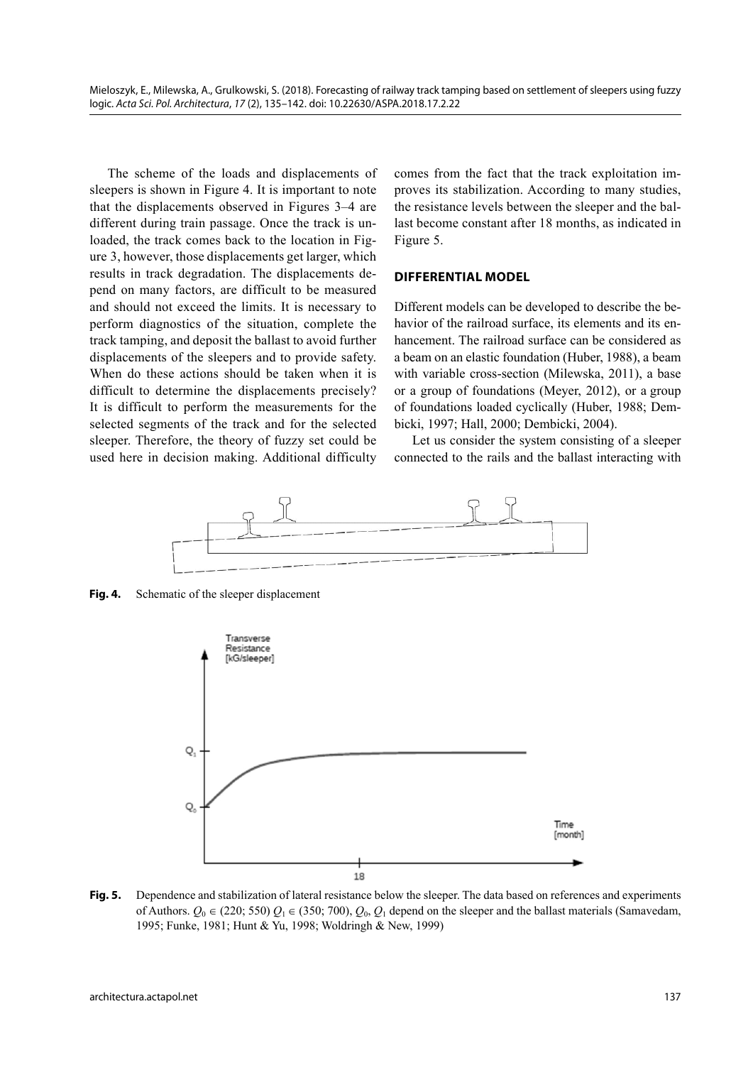The scheme of the loads and displacements of sleepers is shown in Figure 4. It is important to note that the displacements observed in Figures 3–4 are different during train passage. Once the track is unloaded, the track comes back to the location in Figure 3, however, those displacements get larger, which results in track degradation. The displacements depend on many factors, are difficult to be measured and should not exceed the limits. It is necessary to perform diagnostics of the situation, complete the track tamping, and deposit the ballast to avoid further displacements of the sleepers and to provide safety. When do these actions should be taken when it is difficult to determine the displacements precisely? It is difficult to perform the measurements for the selected segments of the track and for the selected sleeper. Therefore, the theory of fuzzy set could be used here in decision making. Additional difficulty comes from the fact that the track exploitation improves its stabilization. According to many studies, the resistance levels between the sleeper and the ballast become constant after 18 months, as indicated in Figure 5.

## DIFFERENTIAL MODEL

Different models can be developed to describe the behavior of the railroad surface, its elements and its enhancement. The railroad surface can be considered as a beam on an elastic foundation (Huber, 1988), a beam with variable cross-section (Milewska, 2011), a base or a group of foundations (Meyer, 2012), or a group of foundations loaded cyclically (Huber, 1988; Dembicki, 1997; Hall, 2000; Dembicki, 2004).

Let us consider the system consisting of a sleeper connected to the rails and the ballast interacting with

**Fig. 4.** Schematic of the sleeper displacement

**Fig. 5.** Dependence and stabilization of lateral resistance below the sleeper. The data based on references and experiments of Authors. $Q_0 \in (220; 550)$ $Q_1 \in (350; 700)$, $Q_0$, $Q_1$ depend on the sleeper and the ballast materials (Samavedam, 1995; Funke, 1981; Hunt & Yu, 1998; Woldringh & New, 1999)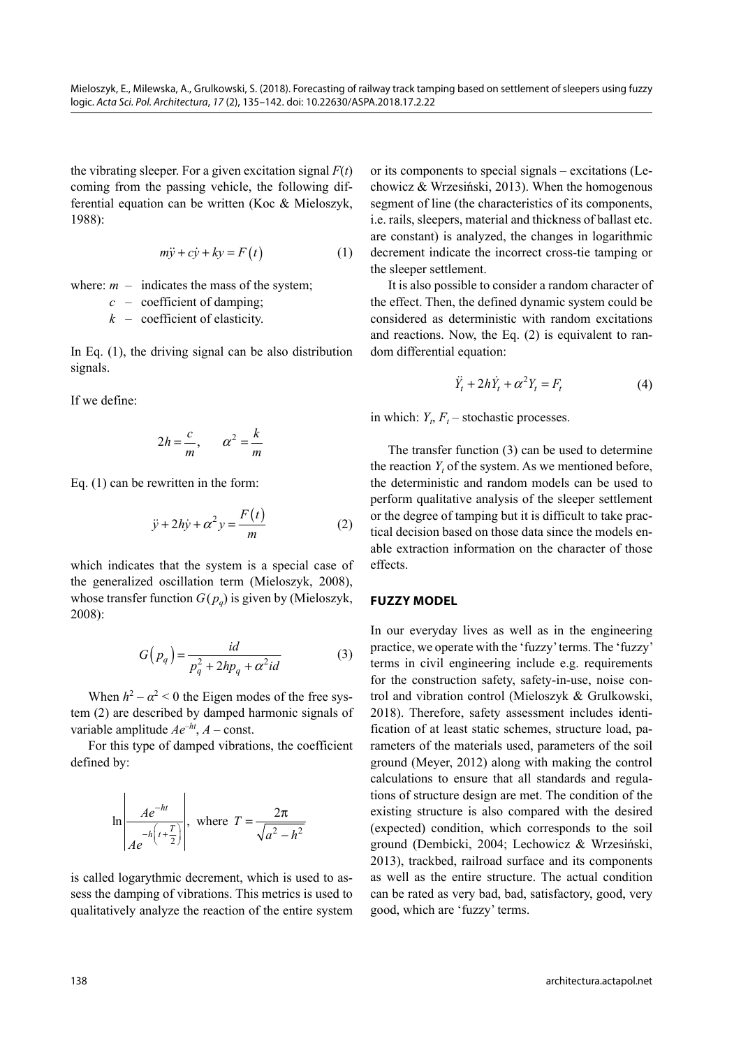the vibrating sleeper. For a given excitation signal $F(t)$ coming from the passing vehicle, the following differential equation can be written (Koc & Mieloszyk, 1988):

$$m\ddot{y} + c\dot{y} + ky = F(t) \tag{1}$$

where: $m$ – indicates the mass of the system;
$c$ – coefficient of damping;
$k$ – coefficient of elasticity.

In Eq. (1), the driving signal can be also distribution signals.

If we define:

$$2h = \frac{c}{m}, \qquad \alpha^2 = \frac{k}{m}$$

Eq. (1) can be rewritten in the form:

$$\ddot{y} + 2h\dot{y} + \alpha^2 y = \frac{F(t)}{m} \tag{2}$$

which indicates that the system is a special case of the generalized oscillation term (Mieloszyk, 2008), whose transfer function $G(p_q)$ is given by (Mieloszyk, 2008):

$$G(p_q) = \frac{id}{p_q^2 + 2hp_q + \alpha^2 id} \tag{3}$$

When $h^2 - \alpha^2 < 0$ the Eigen modes of the free system (2) are described by damped harmonic signals of variable amplitude $Ae^{-ht}$, $A$ – const.

For this type of damped vibrations, the coefficient defined by:

$$\ln\left|\frac{Ae^{-ht}}{Ae^{-h\left(t+\frac{T}{2}\right)}}\right|, \text{ where } T = \frac{2\pi}{\sqrt{a^2 - h^2}}$$

is called logarythmic decrement, which is used to assess the damping of vibrations. This metrics is used to qualitatively analyze the reaction of the entire system or its components to special signals – excitations (Lechowicz & Wrzesiński, 2013). When the homogenous segment of line (the characteristics of its components, i.e. rails, sleepers, material and thickness of ballast etc. are constant) is analyzed, the changes in logarithmic decrement indicate the incorrect cross-tie tamping or the sleeper settlement.

It is also possible to consider a random character of the effect. Then, the defined dynamic system could be considered as deterministic with random excitations and reactions. Now, the Eq. (2) is equivalent to random differential equation:

$$\ddot{Y}_t + 2h\dot{Y}_t + \alpha^2 Y_t = F_t \tag{4}$$

in which: $Y_t$, $F_t$ – stochastic processes.

The transfer function (3) can be used to determine the reaction $Y_t$ of the system. As we mentioned before, the deterministic and random models can be used to perform qualitative analysis of the sleeper settlement or the degree of tamping but it is difficult to take practical decision based on those data since the models enable extraction information on the character of those effects.

## FUZZY MODEL

In our everyday lives as well as in the engineering practice, we operate with the 'fuzzy' terms. The 'fuzzy' terms in civil engineering include e.g. requirements for the construction safety, safety-in-use, noise control and vibration control (Mieloszyk & Grulkowski, 2018). Therefore, safety assessment includes identification of at least static schemes, structure load, parameters of the materials used, parameters of the soil ground (Meyer, 2012) along with making the control calculations to ensure that all standards and regulations of structure design are met. The condition of the existing structure is also compared with the desired (expected) condition, which corresponds to the soil ground (Dembicki, 2004; Lechowicz & Wrzesiński, 2013), trackbed, railroad surface and its components as well as the entire structure. The actual condition can be rated as very bad, bad, satisfactory, good, very good, which are 'fuzzy' terms.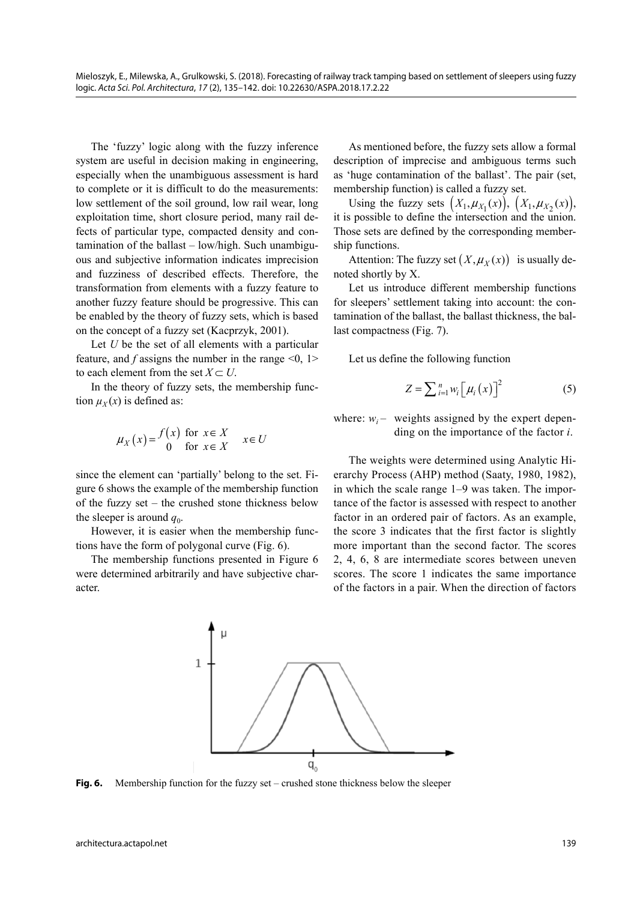The 'fuzzy' logic along with the fuzzy inference system are useful in decision making in engineering, especially when the unambiguous assessment is hard to complete or it is difficult to do the measurements: low settlement of the soil ground, low rail wear, long exploitation time, short closure period, many rail defects of particular type, compacted density and contamination of the ballast – low/high. Such unambiguous and subjective information indicates imprecision and fuzziness of described effects. Therefore, the transformation from elements with a fuzzy feature to another fuzzy feature should be progressive. This can be enabled by the theory of fuzzy sets, which is based on the concept of a fuzzy set (Kacprzyk, 2001).

Let $U$ be the set of all elements with a particular feature, and $f$ assigns the number in the range <0, 1> to each element from the set $X \subset U$.

In the theory of fuzzy sets, the membership function $\mu_X(x)$ is defined as:

$$\mu_X(x) = \begin{matrix} f(x) & \text{for } x \in X \\ 0 & \text{for } x \in X \end{matrix} \quad x \in U$$

since the element can 'partially' belong to the set. Figure 6 shows the example of the membership function of the fuzzy set – the crushed stone thickness below the sleeper is around $q_0$.

However, it is easier when the membership functions have the form of polygonal curve (Fig. 6).

The membership functions presented in Figure 6 were determined arbitrarily and have subjective character.

As mentioned before, the fuzzy sets allow a formal description of imprecise and ambiguous terms such as 'huge contamination of the ballast'. The pair (set, membership function) is called a fuzzy set.

Using the fuzzy sets $(X_1, \mu_{X_1}(x))$, $(X_1, \mu_{X_2}(x))$, it is possible to define the intersection and the union. Those sets are defined by the corresponding membership functions.

Attention: The fuzzy set $(X, \mu_X(x))$ is usually denoted shortly by X.

Let us introduce different membership functions for sleepers' settlement taking into account: the contamination of the ballast, the ballast thickness, the ballast compactness (Fig. 7).

Let us define the following function

$$Z = \sum\nolimits_{i=1}^{n} w_i \left[ \mu_i(x) \right]^2 \tag{5}$$

where: $w_i$ – weights assigned by the expert depending on the importance of the factor $i$.

The weights were determined using Analytic Hierarchy Process (AHP) method (Saaty, 1980, 1982), in which the scale range 1–9 was taken. The importance of the factor is assessed with respect to another factor in an ordered pair of factors. As an example, the score 3 indicates that the first factor is slightly more important than the second factor. The scores 2, 4, 6, 8 are intermediate scores between uneven scores. The score 1 indicates the same importance of the factors in a pair. When the direction of factors

**Fig. 6.** Membership function for the fuzzy set – crushed stone thickness below the sleeper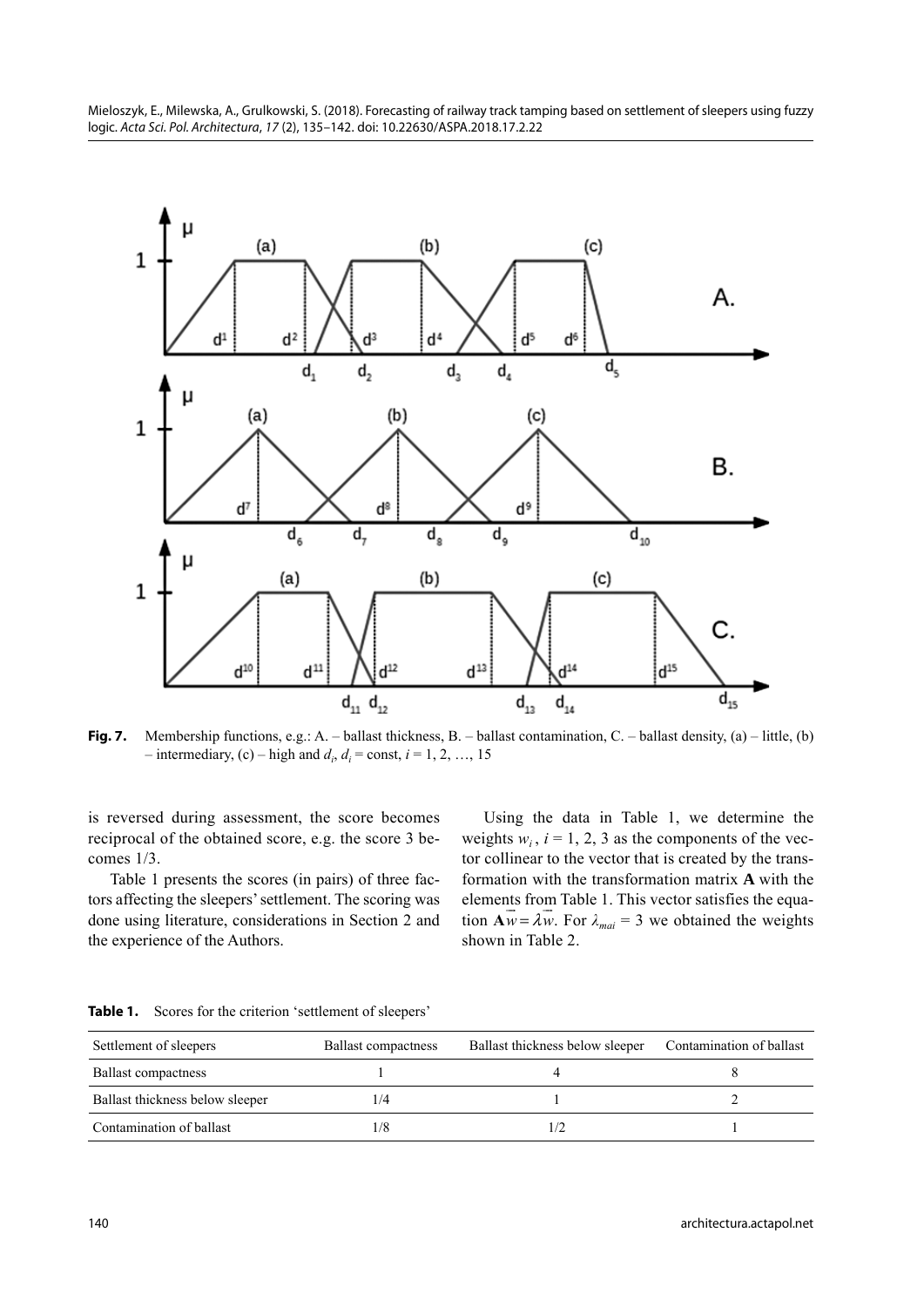**Fig. 7.** Membership functions, e.g.: A. – ballast thickness, B. – ballast contamination, C. – ballast density, (a) – little, (b) – intermediary, (c) – high and $d_i$, $d_i$ = const, $i = 1, 2, \ldots, 15$

is reversed during assessment, the score becomes reciprocal of the obtained score, e.g. the score 3 becomes 1/3.

Table 1 presents the scores (in pairs) of three factors affecting the sleepers' settlement. The scoring was done using literature, considerations in Section 2 and the experience of the Authors.

Using the data in Table 1, we determine the weights $w_i$, $i = 1, 2, 3$ as the components of the vector collinear to the vector that is created by the transformation with the transformation matrix **A** with the elements from Table 1. This vector satisfies the equation $\mathbf{A}\vec{w} = \lambda\vec{w}$. For $\lambda_{mai} = 3$ we obtained the weights shown in Table 2.

**Table 1.** Scores for the criterion 'settlement of sleepers'

| Settlement of sleepers | Ballast compactness | Ballast thickness below sleeper | Contamination of ballast |
|---|---|---|---|
| Ballast compactness | 1 | 4 | 8 |
| Ballast thickness below sleeper | 1/4 | 1 | 2 |
| Contamination of ballast | 1/8 | 1/2 | 1 |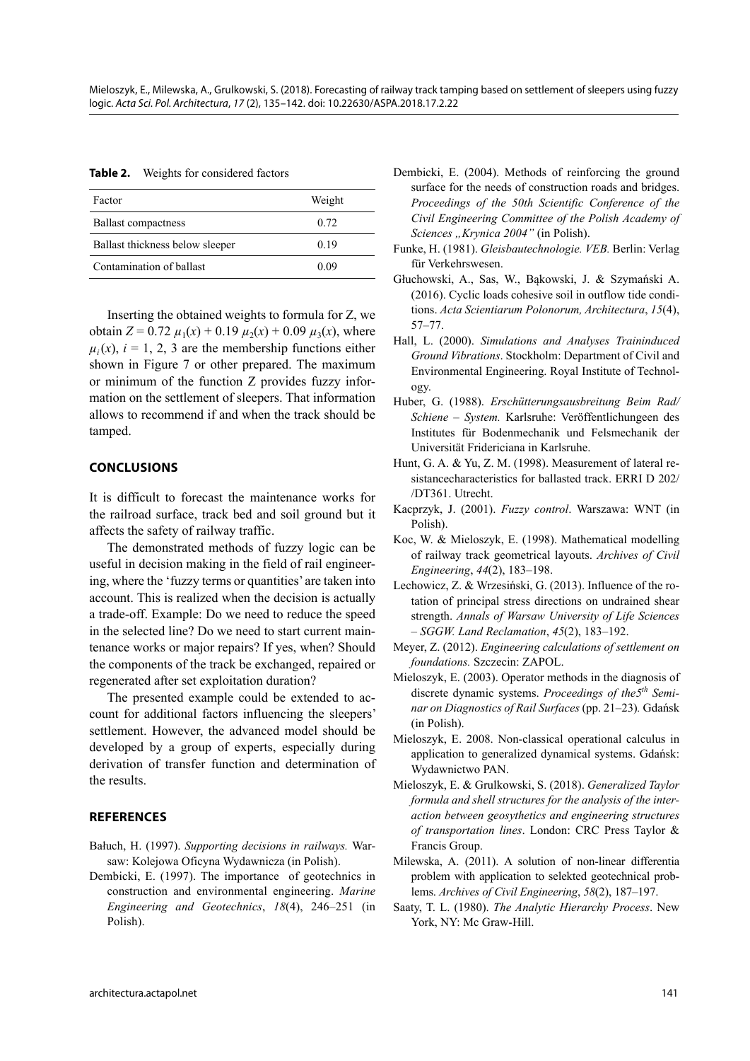**Table 2.** Weights for considered factors

| Factor | Weight |
|---|---|
| Ballast compactness | 0.72 |
| Ballast thickness below sleeper | 0.19 |
| Contamination of ballast | 0.09 |

Inserting the obtained weights to formula for Z, we obtain $Z = 0.72\ \mu_1(x) + 0.19\ \mu_2(x) + 0.09\ \mu_3(x)$, where $\mu_i(x)$, $i = 1, 2, 3$ are the membership functions either shown in Figure 7 or other prepared. The maximum or minimum of the function Z provides fuzzy information on the settlement of sleepers. That information allows to recommend if and when the track should be tamped.

## CONCLUSIONS

It is difficult to forecast the maintenance works for the railroad surface, track bed and soil ground but it affects the safety of railway traffic.

The demonstrated methods of fuzzy logic can be useful in decision making in the field of rail engineering, where the 'fuzzy terms or quantities' are taken into account. This is realized when the decision is actually a trade-off. Example: Do we need to reduce the speed in the selected line? Do we need to start current maintenance works or major repairs? If yes, when? Should the components of the track be exchanged, repaired or regenerated after set exploitation duration?

The presented example could be extended to account for additional factors influencing the sleepers' settlement. However, the advanced model should be developed by a group of experts, especially during derivation of transfer function and determination of the results.

## REFERENCES

Bałuch, H. (1997). *Supporting decisions in railways.* Warsaw: Kolejowa Oficyna Wydawnicza (in Polish).

Dembicki, E. (1997). The importance of geotechnics in construction and environmental engineering. *Marine Engineering and Geotechnics*, *18*(4), 246–251 (in Polish).

Dembicki, E. (2004). Methods of reinforcing the ground surface for the needs of construction roads and bridges. *Proceedings of the 50th Scientific Conference of the Civil Engineering Committee of the Polish Academy of Sciences „Krynica 2004"* (in Polish).

Funke, H. (1981). *Gleisbautechnologie. VEB.* Berlin: Verlag für Verkehrswesen.

Głuchowski, A., Sas, W., Bąkowski, J. & Szymański A. (2016). Cyclic loads cohesive soil in outflow tide conditions. *Acta Scientiarum Polonorum, Architectura*, *15*(4), 57–77.

Hall, L. (2000). *Simulations and Analyses Traininduced Ground Vibrations*. Stockholm: Department of Civil and Environmental Engineering. Royal Institute of Technology.

Huber, G. (1988). *Erschütterungsausbreitung Beim Rad/Schiene – System.* Karlsruhe: Veröffentlichungeen des Institutes für Bodenmechanik und Felsmechanik der Universität Fridericiana in Karlsruhe.

Hunt, G. A. & Yu, Z. M. (1998). Measurement of lateral resistancecharacteristics for ballasted track. ERRI D 202/ /DT361. Utrecht.

Kacprzyk, J. (2001). *Fuzzy control*. Warszawa: WNT (in Polish).

Koc, W. & Mieloszyk, E. (1998). Mathematical modelling of railway track geometrical layouts. *Archives of Civil Engineering*, *44*(2), 183–198.

Lechowicz, Z. & Wrzesiński, G. (2013). Influence of the rotation of principal stress directions on undrained shear strength. *Annals of Warsaw University of Life Sciences – SGGW. Land Reclamation*, *45*(2), 183–192.

Meyer, Z. (2012). *Engineering calculations of settlement on foundations.* Szczecin: ZAPOL.

Mieloszyk, E. (2003). Operator methods in the diagnosis of discrete dynamic systems. *Proceedings of the5th Seminar on Diagnostics of Rail Surfaces* (pp. 21–23)*.* Gdańsk (in Polish).

Mieloszyk, E. 2008. Non-classical operational calculus in application to generalized dynamical systems. Gdańsk: Wydawnictwo PAN.

Mieloszyk, E. & Grulkowski, S. (2018). *Generalized Taylor formula and shell structures for the analysis of the interaction between geosythetics and engineering structures of transportation lines*. London: CRC Press Taylor & Francis Group.

Milewska, A. (2011). A solution of non-linear differentia problem with application to selekted geotechnical problems. *Archives of Civil Engineering*, *58*(2), 187–197.

Saaty, T. L. (1980). *The Analytic Hierarchy Process*. New York, NY: Mc Graw-Hill.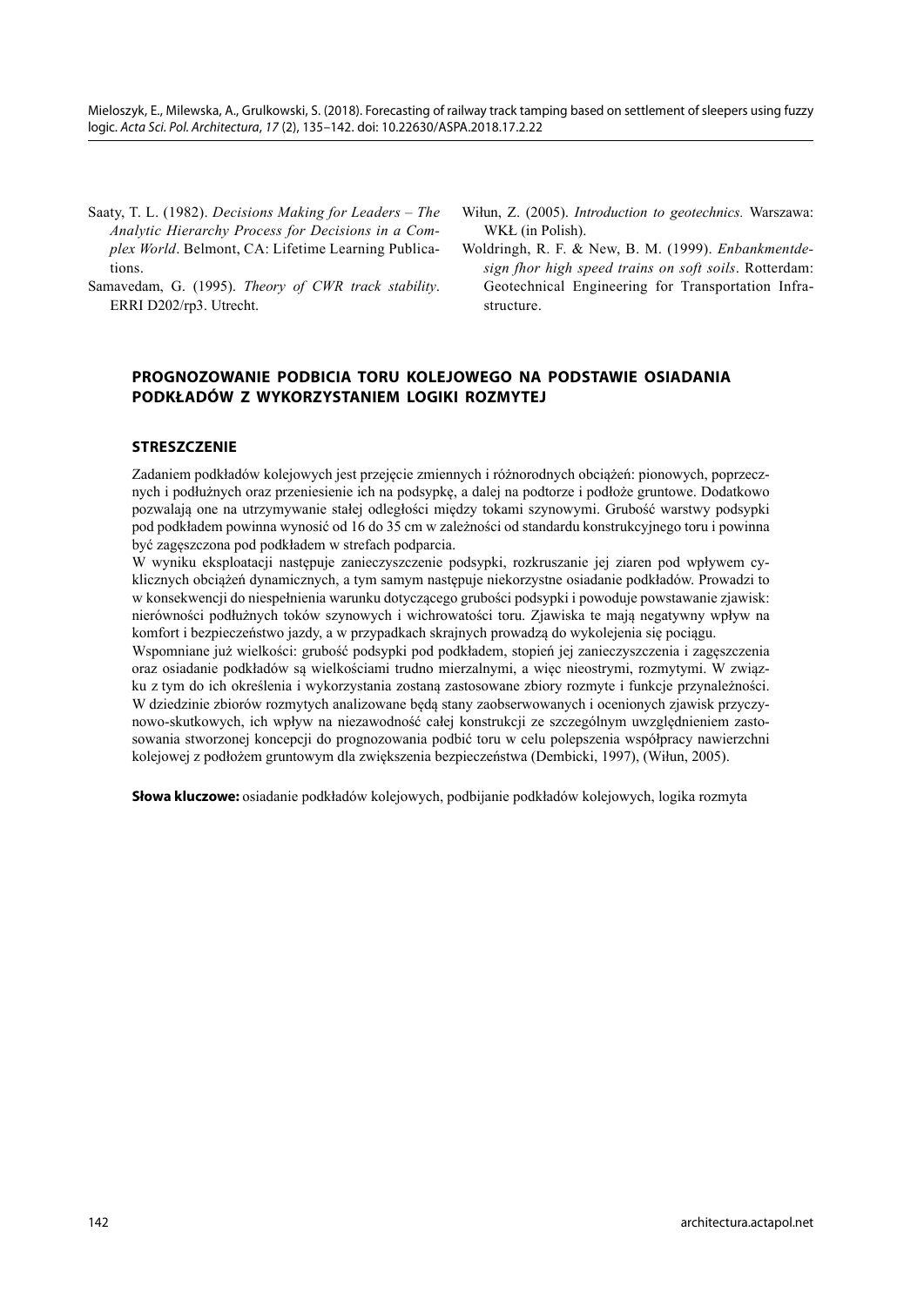Saaty, T. L. (1982). *Decisions Making for Leaders – The Analytic Hierarchy Process for Decisions in a Complex World*. Belmont, CA: Lifetime Learning Publications.

Samavedam, G. (1995). *Theory of CWR track stability*. ERRI D202/rp3. Utrecht.

Wiłun, Z. (2005). *Introduction to geotechnics.* Warszawa: WKŁ (in Polish).

Woldringh, R. F. & New, B. M. (1999). *Enbankmentdesign fhor high speed trains on soft soils*. Rotterdam: Geotechnical Engineering for Transportation Infrastructure.

## PROGNOZOWANIE PODBICIA TORU KOLEJOWEGO NA PODSTAWIE OSIADANIA PODKŁADÓW Z WYKORZYSTANIEM LOGIKI ROZMYTEJ

### STRESZCZENIE

Zadaniem podkładów kolejowych jest przejęcie zmiennych i różnorodnych obciążeń: pionowych, poprzecznych i podłużnych oraz przeniesienie ich na podsypkę, a dalej na podtorze i podłoże gruntowe. Dodatkowo pozwalają one na utrzymywanie stałej odległości między tokami szynowymi. Grubość warstwy podsypki pod podkładem powinna wynosić od 16 do 35 cm w zależności od standardu konstrukcyjnego toru i powinna być zagęszczona pod podkładem w strefach podparcia.

W wyniku eksploatacji następuje zanieczyszczenie podsypki, rozkruszanie jej ziaren pod wpływem cyklicznych obciążeń dynamicznych, a tym samym następuje niekorzystne osiadanie podkładów. Prowadzi to w konsekwencji do niespełnienia warunku dotyczącego grubości podsypki i powoduje powstawanie zjawisk: nierówności podłużnych toków szynowych i wichrowatości toru. Zjawiska te mają negatywny wpływ na komfort i bezpieczeństwo jazdy, a w przypadkach skrajnych prowadzą do wykolejenia się pociągu.

Wspomniane już wielkości: grubość podsypki pod podkładem, stopień jej zanieczyszczenia i zagęszczenia oraz osiadanie podkładów są wielkościami trudno mierzalnymi, a więc nieostrymi, rozmytymi. W związku z tym do ich określenia i wykorzystania zostaną zastosowane zbiory rozmyte i funkcje przynależności. W dziedzinie zbiorów rozmytych analizowane będą stany zaobserwowanych i ocenionych zjawisk przyczynowo-skutkowych, ich wpływ na niezawodność całej konstrukcji ze szczególnym uwzględnieniem zastosowania stworzonej koncepcji do prognozowania podbić toru w celu polepszenia współpracy nawierzchni kolejowej z podłożem gruntowym dla zwiększenia bezpieczeństwa (Dembicki, 1997), (Wiłun, 2005).

**Słowa kluczowe:** osiadanie podkładów kolejowych, podbijanie podkładów kolejowych, logika rozmyta